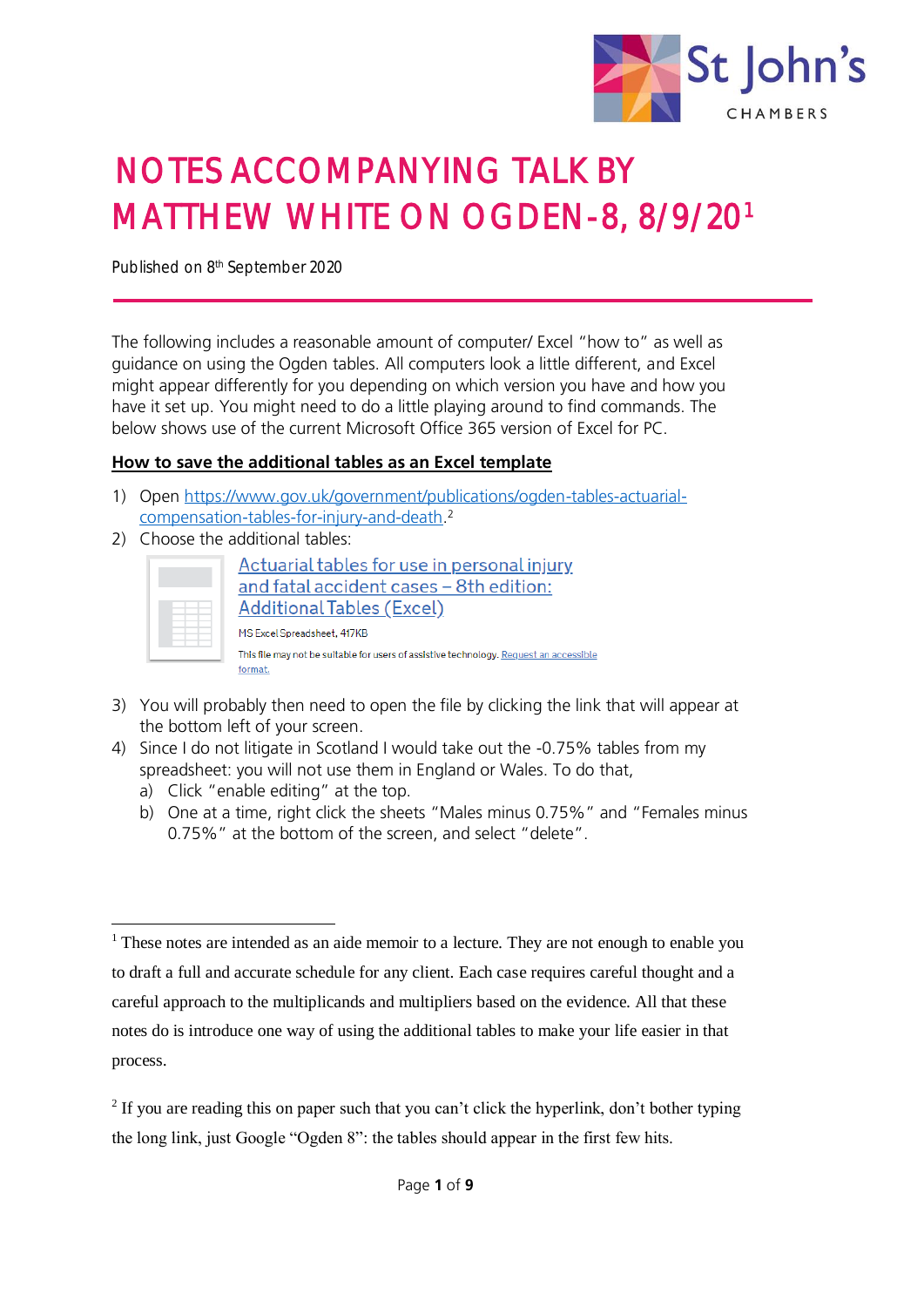# NOTES ACCOMPANYING TALK BY MATTHEW WHITE ON OGDEN-8, 8/9/20[1]

Published on 8th September 2020

The following includes a reasonable amount of computer/ Excel "how to" as well as guidance on using the Ogden tables. All computers look a little different, and Excel might appear differently for you depending on which version you have and how you have it set up. You might need to do a little playing around to find commands. The below shows use of the current Microsoft Office 365 version of Excel for PC.

**How to save the additional tables as an Excel template**

1) Open https://www.gov.uk/government/publications/ogden-tables-actuarial-compensation-tables-for-injury-and-death.[2]
2) Choose the additional tables:

   Actuarial tables for use in personal injury and fatal accident cases – 8th edition: Additional Tables (Excel)

   MS Excel Spreadsheet, 417KB

   This file may not be suitable for users of assistive technology. Request an accessible format.

3) You will probably then need to open the file by clicking the link that will appear at the bottom left of your screen.
4) Since I do not litigate in Scotland I would take out the -0.75% tables from my spreadsheet: you will not use them in England or Wales. To do that,
   a) Click "enable editing" at the top.
   b) One at a time, right click the sheets "Males minus 0.75%" and "Females minus 0.75%" at the bottom of the screen, and select "delete".

---

[1] These notes are intended as an aide memoir to a lecture. They are not enough to enable you to draft a full and accurate schedule for any client. Each case requires careful thought and a careful approach to the multiplicands and multipliers based on the evidence. All that these notes do is introduce one way of using the additional tables to make your life easier in that process.

[2] If you are reading this on paper such that you can't click the hyperlink, don't bother typing the long link, just Google "Ogden 8": the tables should appear in the first few hits.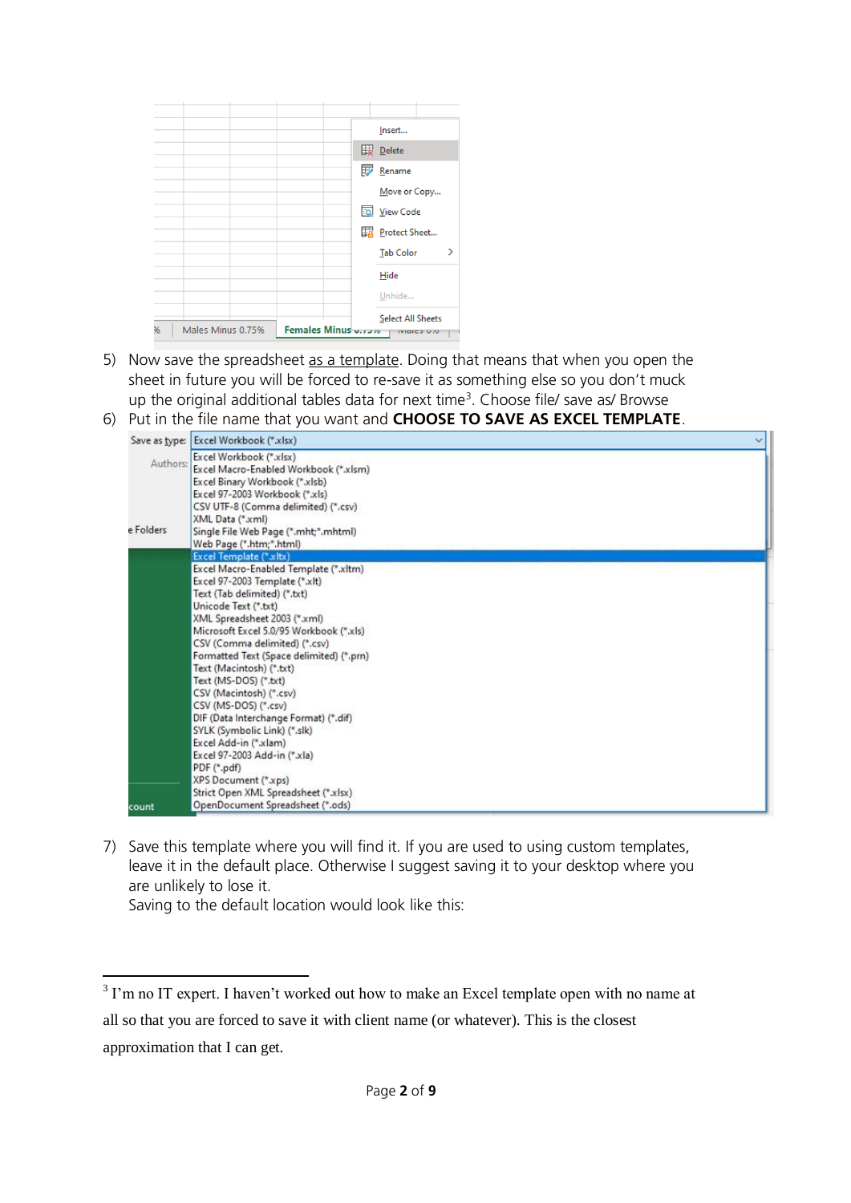5) Now save the spreadsheet as a template. Doing that means that when you open the sheet in future you will be forced to re-save it as something else so you don't muck up the original additional tables data for next time[3]. Choose file/ save as/ Browse
6) Put in the file name that you want and **CHOOSE TO SAVE AS EXCEL TEMPLATE**.

7) Save this template where you will find it. If you are used to using custom templates, leave it in the default place. Otherwise I suggest saving it to your desktop where you are unlikely to lose it.
   Saving to the default location would look like this:

---

[3] I'm no IT expert. I haven't worked out how to make an Excel template open with no name at all so that you are forced to save it with client name (or whatever). This is the closest approximation that I can get.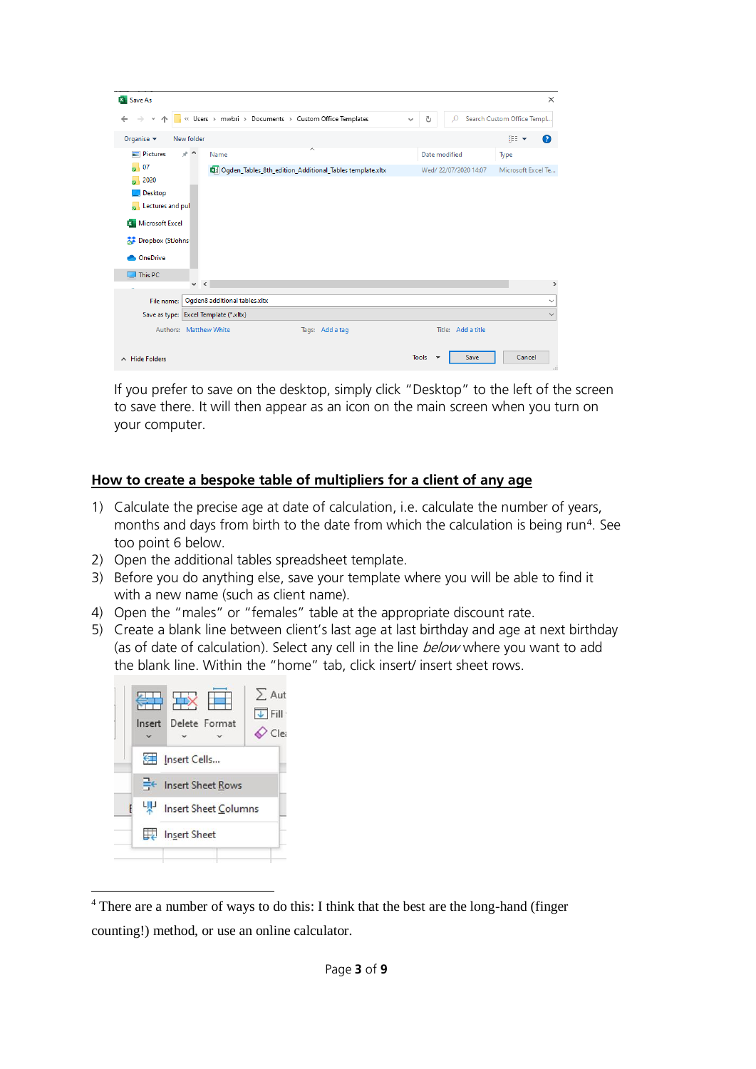If you prefer to save on the desktop, simply click "Desktop" to the left of the screen to save there. It will then appear as an icon on the main screen when you turn on your computer.

## How to create a bespoke table of multipliers for a client of any age

1) Calculate the precise age at date of calculation, i.e. calculate the number of years, months and days from birth to the date from which the calculation is being run[4]. See too point 6 below.
2) Open the additional tables spreadsheet template.
3) Before you do anything else, save your template where you will be able to find it with a new name (such as client name).
4) Open the "males" or "females" table at the appropriate discount rate.
5) Create a blank line between client's last age at last birthday and age at next birthday (as of date of calculation). Select any cell in the line *below* where you want to add the blank line. Within the "home" tab, click insert/ insert sheet rows.

[4] There are a number of ways to do this: I think that the best are the long-hand (finger counting!) method, or use an online calculator.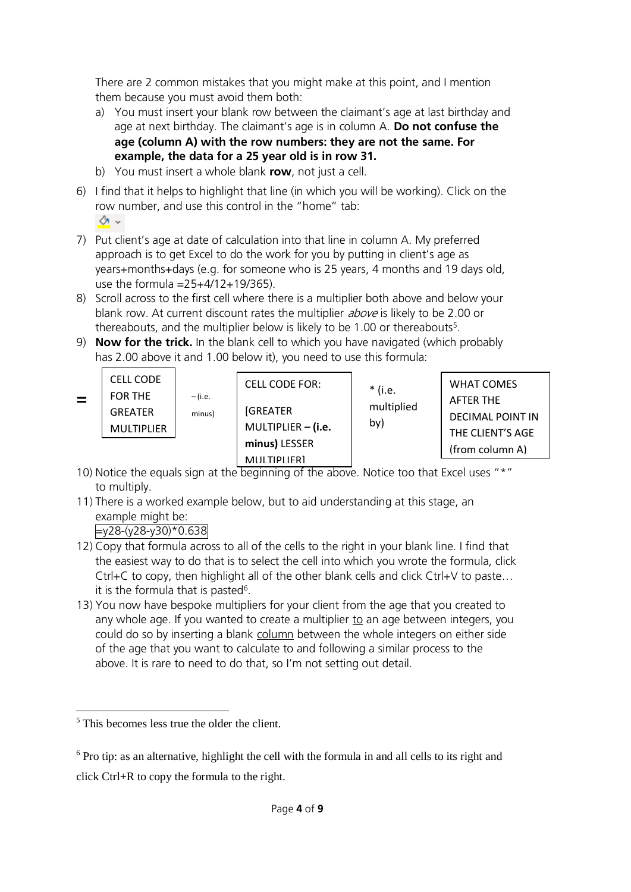There are 2 common mistakes that you might make at this point, and I mention them because you must avoid them both:

a) You must insert your blank row between the claimant's age at last birthday and age at next birthday. The claimant's age is in column A. **Do not confuse the age (column A) with the row numbers: they are not the same. For example, the data for a 25 year old is in row 31.**
b) You must insert a whole blank **row**, not just a cell.

6) I find that it helps to highlight that line (in which you will be working). Click on the row number, and use this control in the "home" tab:

7) Put client's age at date of calculation into that line in column A. My preferred approach is to get Excel to do the work for you by putting in client's age as years+months+days (e.g. for someone who is 25 years, 4 months and 19 days old, use the formula =25+4/12+19/365).
8) Scroll across to the first cell where there is a multiplier both above and below your blank row. At current discount rates the multiplier *above* is likely to be 2.00 or thereabouts, and the multiplier below is likely to be 1.00 or thereabouts[5].
9) **Now for the trick.** In the blank cell to which you have navigated (which probably has 2.00 above it and 1.00 below it), you need to use this formula:

| = | CELL CODE FOR THE GREATER MULTIPLIER | – (i.e. minus) | CELL CODE FOR: [GREATER MULTIPLIER – **(i.e. minus)** LESSER MULTIPLIER] | * (i.e. multiplied by) | WHAT COMES AFTER THE DECIMAL POINT IN THE CLIENT'S AGE (from column A) |
|---|---|---|---|---|---|

10) Notice the equals sign at the beginning of the above. Notice too that Excel uses "*" to multiply.
11) There is a worked example below, but to aid understanding at this stage, an example might be:
    =y28-(y28-y30)*0.638
12) Copy that formula across to all of the cells to the right in your blank line. I find that the easiest way to do that is to select the cell into which you wrote the formula, click Ctrl+C to copy, then highlight all of the other blank cells and click Ctrl+V to paste… it is the formula that is pasted[6].
13) You now have bespoke multipliers for your client from the age that you created to any whole age. If you wanted to create a multiplier to an age between integers, you could do so by inserting a blank column between the whole integers on either side of the age that you want to calculate to and following a similar process to the above. It is rare to need to do that, so I'm not setting out detail.

---

[5] This becomes less true the older the client.

[6] Pro tip: as an alternative, highlight the cell with the formula in and all cells to its right and click Ctrl+R to copy the formula to the right.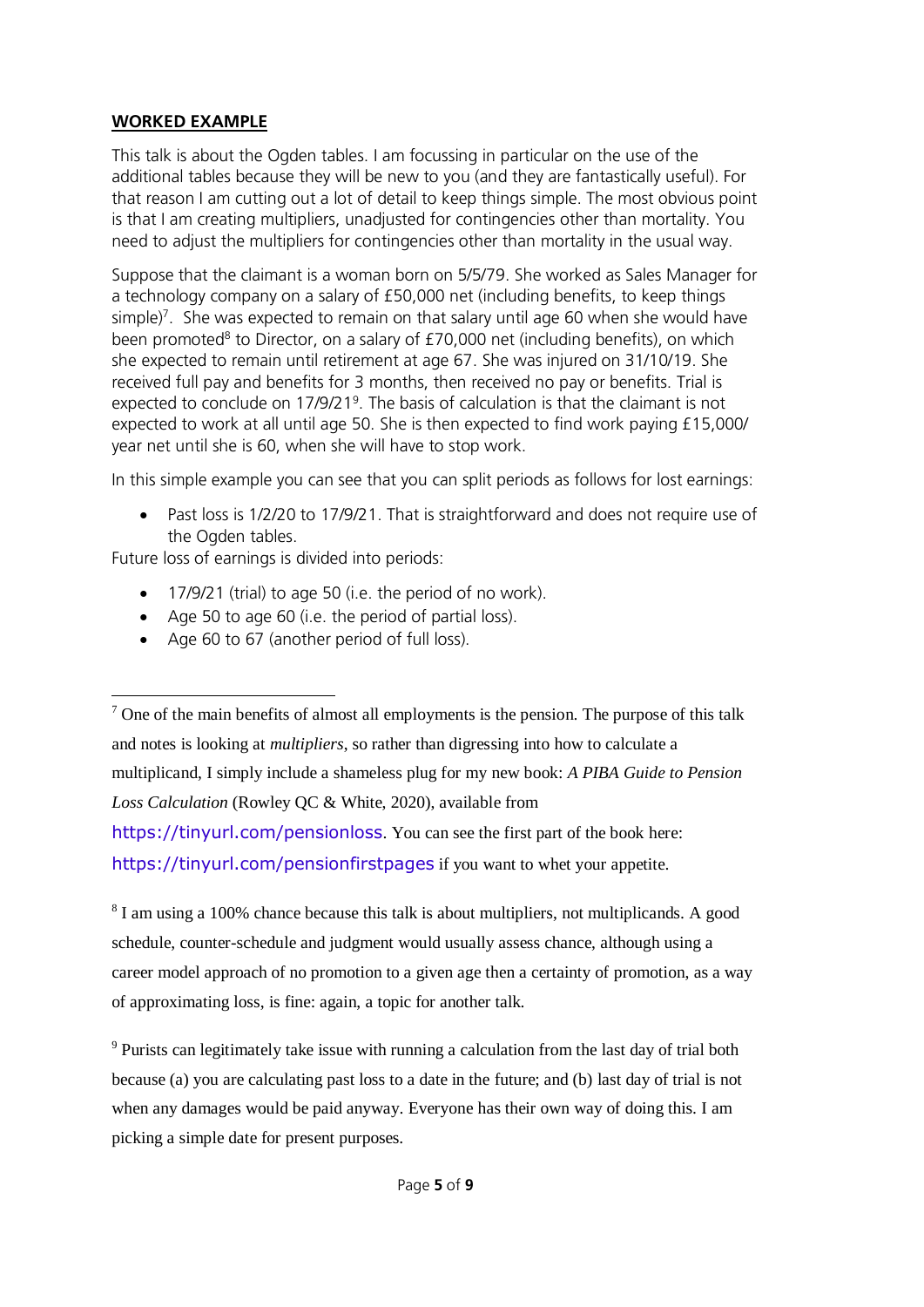## **WORKED EXAMPLE**

This talk is about the Ogden tables. I am focussing in particular on the use of the additional tables because they will be new to you (and they are fantastically useful). For that reason I am cutting out a lot of detail to keep things simple. The most obvious point is that I am creating multipliers, unadjusted for contingencies other than mortality. You need to adjust the multipliers for contingencies other than mortality in the usual way.

Suppose that the claimant is a woman born on 5/5/79. She worked as Sales Manager for a technology company on a salary of £50,000 net (including benefits, to keep things simple)[7]. She was expected to remain on that salary until age 60 when she would have been promoted[8] to Director, on a salary of £70,000 net (including benefits), on which she expected to remain until retirement at age 67. She was injured on 31/10/19. She received full pay and benefits for 3 months, then received no pay or benefits. Trial is expected to conclude on 17/9/21[9]. The basis of calculation is that the claimant is not expected to work at all until age 50. She is then expected to find work paying £15,000/ year net until she is 60, when she will have to stop work.

In this simple example you can see that you can split periods as follows for lost earnings:

- Past loss is 1/2/20 to 17/9/21. That is straightforward and does not require use of the Ogden tables.

Future loss of earnings is divided into periods:

- 17/9/21 (trial) to age 50 (i.e. the period of no work).
- Age 50 to age 60 (i.e. the period of partial loss).
- Age 60 to 67 (another period of full loss).

---

[7] One of the main benefits of almost all employments is the pension. The purpose of this talk and notes is looking at *multipliers*, so rather than digressing into how to calculate a multiplicand, I simply include a shameless plug for my new book: *A PIBA Guide to Pension Loss Calculation* (Rowley QC & White, 2020), available from https://tinyurl.com/pensionloss. You can see the first part of the book here: https://tinyurl.com/pensionfirstpages if you want to whet your appetite.

[8] I am using a 100% chance because this talk is about multipliers, not multiplicands. A good schedule, counter-schedule and judgment would usually assess chance, although using a career model approach of no promotion to a given age then a certainty of promotion, as a way of approximating loss, is fine: again, a topic for another talk.

[9] Purists can legitimately take issue with running a calculation from the last day of trial both because (a) you are calculating past loss to a date in the future; and (b) last day of trial is not when any damages would be paid anyway. Everyone has their own way of doing this. I am picking a simple date for present purposes.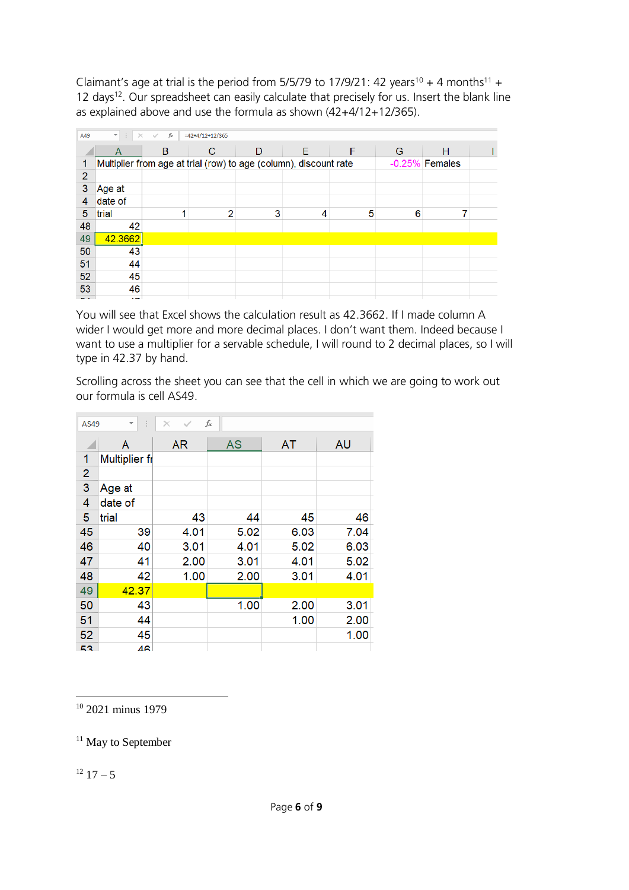Claimant's age at trial is the period from 5/5/79 to 17/9/21: 42 years[10] + 4 months[11] + 12 days[12]. Our spreadsheet can easily calculate that precisely for us. Insert the blank line as explained above and use the formula as shown (42+4/12+12/365).

A49 =42+4/12+12/365

| | A | B | C | D | E | F | G | H |
|---|---|---|---|---|---|---|---|---|
| 1 | Multiplier from age at trial (row) to age (column), discount rate | | | | | | -0.25% | Females |
| 2 | | | | | | | | |
| 3 | Age at | | | | | | | |
| 4 | date of | | | | | | | |
| 5 | trial | 1 | 2 | 3 | 4 | 5 | 6 | 7 |
| 48 | 42 | | | | | | | |
| 49 | 42.3662 | | | | | | | |
| 50 | 43 | | | | | | | |
| 51 | 44 | | | | | | | |
| 52 | 45 | | | | | | | |
| 53 | 46 | | | | | | | |

You will see that Excel shows the calculation result as 42.3662. If I made column A wider I would get more and more decimal places. I don't want them. Indeed because I want to use a multiplier for a servable schedule, I will round to 2 decimal places, so I will type in 42.37 by hand.

Scrolling across the sheet you can see that the cell in which we are going to work out our formula is cell AS49.

AS49

| | A | AR | AS | AT | AU |
|---|---|---|---|---|---|
| 1 | Multiplier fr | | | | |
| 2 | | | | | |
| 3 | Age at | | | | |
| 4 | date of | | | | |
| 5 | trial | 43 | 44 | 45 | 46 |
| 45 | 39 | 4.01 | 5.02 | 6.03 | 7.04 |
| 46 | 40 | 3.01 | 4.01 | 5.02 | 6.03 |
| 47 | 41 | 2.00 | 3.01 | 4.01 | 5.02 |
| 48 | 42 | 1.00 | 2.00 | 3.01 | 4.01 |
| 49 | 42.37 | | | | |
| 50 | 43 | | 1.00 | 2.00 | 3.01 |
| 51 | 44 | | | 1.00 | 2.00 |
| 52 | 45 | | | | 1.00 |
| 53 | 46 | | | | |

[10] 2021 minus 1979

[11] May to September

[12] 17 – 5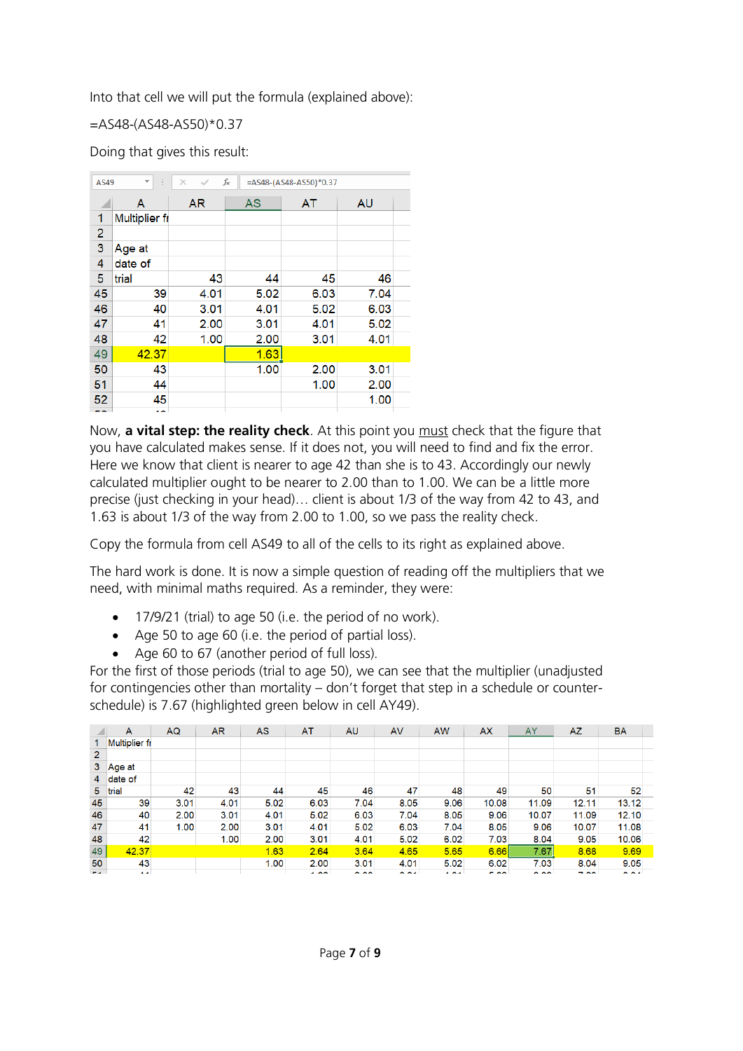Into that cell we will put the formula (explained above):

=AS48-(AS48-AS50)*0.37

Doing that gives this result:

AS49 =AS48-(AS48-AS50)*0.37

| | A | AR | AS | AT | AU |
|---|---|---|---|---|---|
| 1 | Multiplier fr | | | | |
| 2 | | | | | |
| 3 | Age at | | | | |
| 4 | date of | | | | |
| 5 | trial | 43 | 44 | 45 | 46 |
| 45 | 39 | 4.01 | 5.02 | 6.03 | 7.04 |
| 46 | 40 | 3.01 | 4.01 | 5.02 | 6.03 |
| 47 | 41 | 2.00 | 3.01 | 4.01 | 5.02 |
| 48 | 42 | 1.00 | 2.00 | 3.01 | 4.01 |
| 49 | 42.37 | | 1.63 | | |
| 50 | 43 | | 1.00 | 2.00 | 3.01 |
| 51 | 44 | | | 1.00 | 2.00 |
| 52 | 45 | | | | 1.00 |

Now, **a vital step: the reality check**. At this point you must check that the figure that you have calculated makes sense. If it does not, you will need to find and fix the error. Here we know that client is nearer to age 42 than she is to 43. Accordingly our newly calculated multiplier ought to be nearer to 2.00 than to 1.00. We can be a little more precise (just checking in your head)… client is about 1/3 of the way from 42 to 43, and 1.63 is about 1/3 of the way from 2.00 to 1.00, so we pass the reality check.

Copy the formula from cell AS49 to all of the cells to its right as explained above.

The hard work is done. It is now a simple question of reading off the multipliers that we need, with minimal maths required. As a reminder, they were:

- 17/9/21 (trial) to age 50 (i.e. the period of no work).
- Age 50 to age 60 (i.e. the period of partial loss).
- Age 60 to 67 (another period of full loss).

For the first of those periods (trial to age 50), we can see that the multiplier (unadjusted for contingencies other than mortality – don't forget that step in a schedule or counter-schedule) is 7.67 (highlighted green below in cell AY49).

| | A | AQ | AR | AS | AT | AU | AV | AW | AX | AY | AZ | BA |
|---|---|---|---|---|---|---|---|---|---|---|---|---|
| 1 | Multiplier fr | | | | | | | | | | | |
| 2 | | | | | | | | | | | | |
| 3 | Age at | | | | | | | | | | | |
| 4 | date of | | | | | | | | | | | |
| 5 | trial | 42 | 43 | 44 | 45 | 46 | 47 | 48 | 49 | 50 | 51 | 52 |
| 45 | 39 | 3.01 | 4.01 | 5.02 | 6.03 | 7.04 | 8.05 | 9.06 | 10.08 | 11.09 | 12.11 | 13.12 |
| 46 | 40 | 2.00 | 3.01 | 4.01 | 5.02 | 6.03 | 7.04 | 8.05 | 9.06 | 10.07 | 11.09 | 12.10 |
| 47 | 41 | 1.00 | 2.00 | 3.01 | 4.01 | 5.02 | 6.03 | 7.04 | 8.05 | 9.06 | 10.07 | 11.08 |
| 48 | 42 | | 1.00 | 2.00 | 3.01 | 4.01 | 5.02 | 6.02 | 7.03 | 8.04 | 9.05 | 10.06 |
| 49 | 42.37 | | | 1.63 | 2.64 | 3.64 | 4.65 | 5.65 | 6.66 | 7.67 | 8.68 | 9.69 |
| 50 | 43 | | | 1.00 | 2.00 | 3.01 | 4.01 | 5.02 | 6.02 | 7.03 | 8.04 | 9.05 |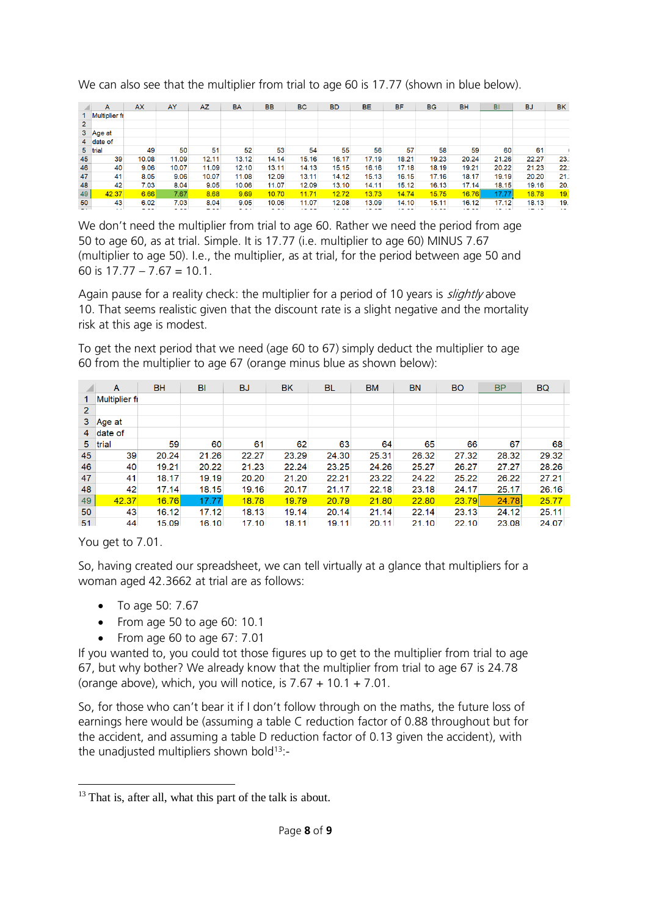We can also see that the multiplier from trial to age 60 is 17.77 (shown in blue below).

| | A | AX | AY | AZ | BA | BB | BC | BD | BE | BF | BG | BH | BI | BJ | BK |
|---|---|---|---|---|---|---|---|---|---|---|---|---|---|---|---|
| 1 | Multiplier fr | | | | | | | | | | | | | | |
| 2 | | | | | | | | | | | | | | | |
| 3 | Age at | | | | | | | | | | | | | | |
| 4 | date of | | | | | | | | | | | | | | |
| 5 | trial | 49 | 50 | 51 | 52 | 53 | 54 | 55 | 56 | 57 | 58 | 59 | 60 | 61 | |
| 45 | 39 | 10.08 | 11.09 | 12.11 | 13.12 | 14.14 | 15.16 | 16.17 | 17.19 | 18.21 | 19.23 | 20.24 | 21.26 | 22.27 | 23. |
| 46 | 40 | 9.06 | 10.07 | 11.09 | 12.10 | 13.11 | 14.13 | 15.15 | 16.16 | 17.18 | 18.19 | 19.21 | 20.22 | 21.23 | 22. |
| 47 | 41 | 8.05 | 9.06 | 10.07 | 11.08 | 12.09 | 13.11 | 14.12 | 15.13 | 16.15 | 17.16 | 18.17 | 19.19 | 20.20 | 21. |
| 48 | 42 | 7.03 | 8.04 | 9.05 | 10.06 | 11.07 | 12.09 | 13.10 | 14.11 | 15.12 | 16.13 | 17.14 | 18.15 | 19.16 | 20. |
| 49 | 42.37 | 6.66 | 7.67 | 8.68 | 9.69 | 10.70 | 11.71 | 12.72 | 13.73 | 14.74 | 15.75 | 16.76 | 17.77 | 18.78 | 19. |
| 50 | 43 | 6.02 | 7.03 | 8.04 | 9.05 | 10.06 | 11.07 | 12.08 | 13.09 | 14.10 | 15.11 | 16.12 | 17.12 | 18.13 | 19. |

We don't need the multiplier from trial to age 60. Rather we need the period from age 50 to age 60, as at trial. Simple. It is 17.77 (i.e. multiplier to age 60) MINUS 7.67 (multiplier to age 50). I.e., the multiplier, as at trial, for the period between age 50 and 60 is 17.77 – 7.67 = 10.1.

Again pause for a reality check: the multiplier for a period of 10 years is *slightly* above 10. That seems realistic given that the discount rate is a slight negative and the mortality risk at this age is modest.

To get the next period that we need (age 60 to 67) simply deduct the multiplier to age 60 from the multiplier to age 67 (orange minus blue as shown below):

| | A | BH | BI | BJ | BK | BL | BM | BN | BO | BP | BQ |
|---|---|---|---|---|---|---|---|---|---|---|---|
| 1 | Multiplier fr | | | | | | | | | | |
| 2 | | | | | | | | | | | |
| 3 | Age at | | | | | | | | | | |
| 4 | date of | | | | | | | | | | |
| 5 | trial | 59 | 60 | 61 | 62 | 63 | 64 | 65 | 66 | 67 | 68 |
| 45 | 39 | 20.24 | 21.26 | 22.27 | 23.29 | 24.30 | 25.31 | 26.32 | 27.32 | 28.32 | 29.32 |
| 46 | 40 | 19.21 | 20.22 | 21.23 | 22.24 | 23.25 | 24.26 | 25.27 | 26.27 | 27.27 | 28.26 |
| 47 | 41 | 18.17 | 19.19 | 20.20 | 21.20 | 22.21 | 23.22 | 24.22 | 25.22 | 26.22 | 27.21 |
| 48 | 42 | 17.14 | 18.15 | 19.16 | 20.17 | 21.17 | 22.18 | 23.18 | 24.17 | 25.17 | 26.16 |
| 49 | 42.37 | 16.76 | 17.77 | 18.78 | 19.79 | 20.79 | 21.80 | 22.80 | 23.79 | 24.78 | 25.77 |
| 50 | 43 | 16.12 | 17.12 | 18.13 | 19.14 | 20.14 | 21.14 | 22.14 | 23.13 | 24.12 | 25.11 |
| 51 | 44 | 15.09 | 16.10 | 17.10 | 18.11 | 19.11 | 20.11 | 21.10 | 22.10 | 23.08 | 24.07 |

You get to 7.01.

So, having created our spreadsheet, we can tell virtually at a glance that multipliers for a woman aged 42.3662 at trial are as follows:

- To age 50: 7.67
- From age 50 to age 60: 10.1
- From age 60 to age 67: 7.01

If you wanted to, you could tot those figures up to get to the multiplier from trial to age 67, but why bother? We already know that the multiplier from trial to age 67 is 24.78 (orange above), which, you will notice, is 7.67 + 10.1 + 7.01.

So, for those who can't bear it if I don't follow through on the maths, the future loss of earnings here would be (assuming a table C reduction factor of 0.88 throughout but for the accident, and assuming a table D reduction factor of 0.13 given the accident), with the unadjusted multipliers shown bold[13]:-

[13] That is, after all, what this part of the talk is about.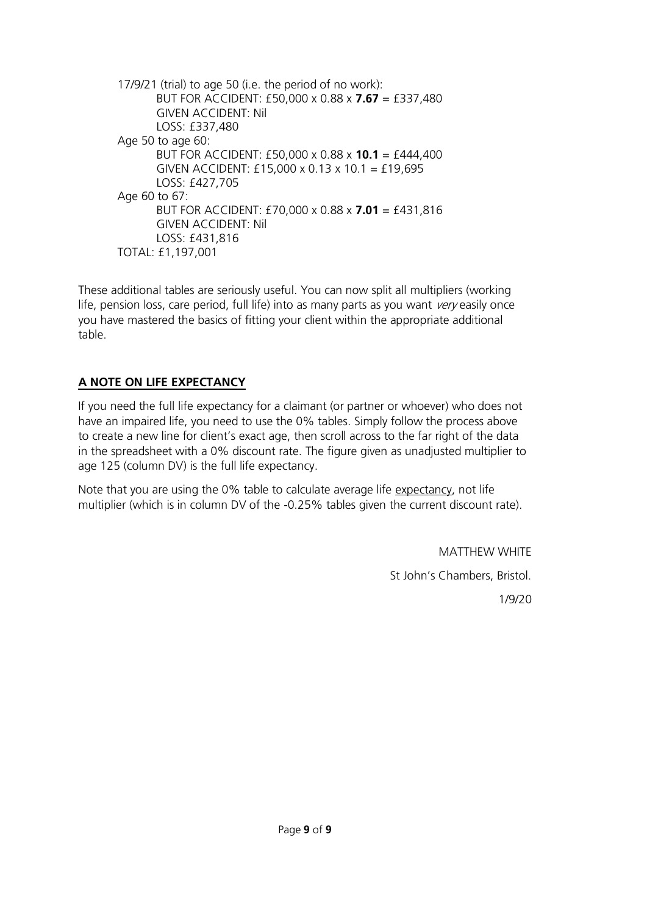17/9/21 (trial) to age 50 (i.e. the period of no work):

  BUT FOR ACCIDENT: £50,000 x 0.88 x **7.67** = £337,480

  GIVEN ACCIDENT: Nil

  LOSS: £337,480

Age 50 to age 60:

  BUT FOR ACCIDENT: £50,000 x 0.88 x **10.1** = £444,400

  GIVEN ACCIDENT: £15,000 x 0.13 x 10.1 = £19,695

  LOSS: £427,705

Age 60 to 67:

  BUT FOR ACCIDENT: £70,000 x 0.88 x **7.01** = £431,816

  GIVEN ACCIDENT: Nil

  LOSS: £431,816

TOTAL: £1,197,001

These additional tables are seriously useful. You can now split all multipliers (working life, pension loss, care period, full life) into as many parts as you want *very* easily once you have mastered the basics of fitting your client within the appropriate additional table.

## **A NOTE ON LIFE EXPECTANCY**

If you need the full life expectancy for a claimant (or partner or whoever) who does not have an impaired life, you need to use the 0% tables. Simply follow the process above to create a new line for client's exact age, then scroll across to the far right of the data in the spreadsheet with a 0% discount rate. The figure given as unadjusted multiplier to age 125 (column DV) is the full life expectancy.

Note that you are using the 0% table to calculate average life expectancy, not life multiplier (which is in column DV of the -0.25% tables given the current discount rate).

MATTHEW WHITE

St John's Chambers, Bristol.

1/9/20